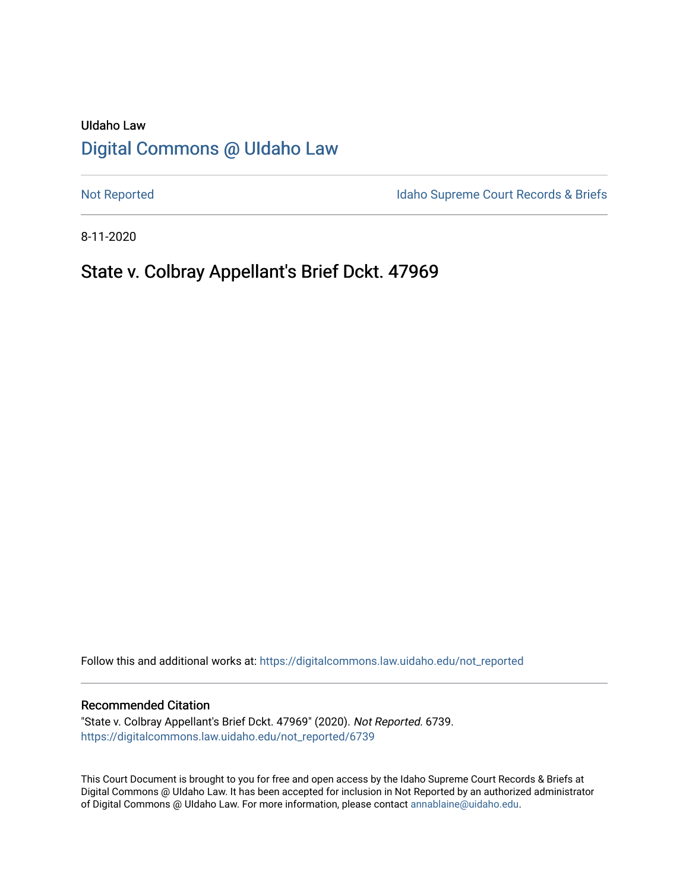UIdaho Law

# Digital Commons @ UIdaho Law

Not Reported

Idaho Supreme Court Records & Briefs

8-11-2020

## State v. Colbray Appellant's Brief Dckt. 47969

Follow this and additional works at: https://digitalcommons.law.uidaho.edu/not_reported

### Recommended Citation

"State v. Colbray Appellant's Brief Dckt. 47969" (2020). *Not Reported*. 6739.
https://digitalcommons.law.uidaho.edu/not_reported/6739

This Court Document is brought to you for free and open access by the Idaho Supreme Court Records & Briefs at Digital Commons @ UIdaho Law. It has been accepted for inclusion in Not Reported by an authorized administrator of Digital Commons @ UIdaho Law. For more information, please contact annablaine@uidaho.edu.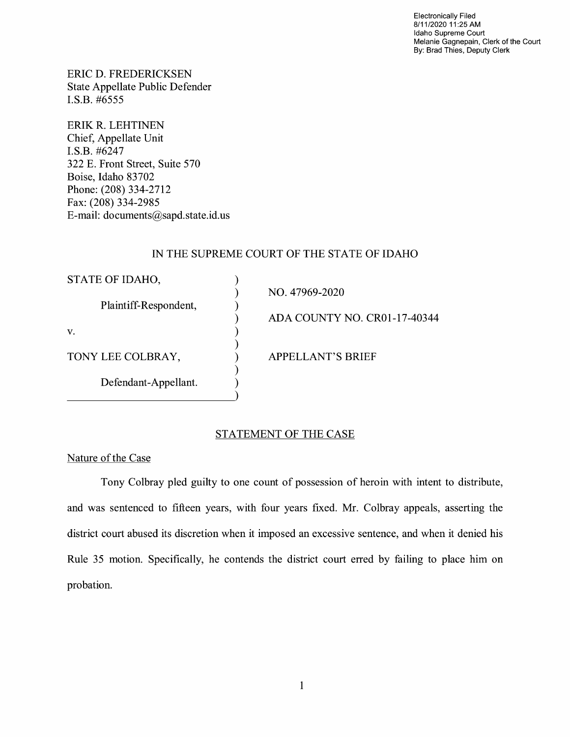Electronically Filed
8/11/2020 11:25 AM
Idaho Supreme Court
Melanie Gagnepain, Clerk of the Court
By: Brad Thies, Deputy Clerk

ERIC D. FREDERICKSEN
State Appellate Public Defender
I.S.B. #6555

ERIK R. LEHTINEN
Chief, Appellate Unit
I.S.B. #6247
322 E. Front Street, Suite 570
Boise, Idaho 83702
Phone: (208) 334-2712
Fax: (208) 334-2985
E-mail: documents@sapd.state.id.us

IN THE SUPREME COURT OF THE STATE OF IDAHO

| | | |
|---|---|---|
| STATE OF IDAHO, | ) | |
| | ) | NO. 47969-2020 |
| Plaintiff-Respondent, | ) | |
| | ) | ADA COUNTY NO. CR01-17-40344 |
| v. | ) | |
| | ) | |
| TONY LEE COLBRAY, | ) | APPELLANT'S BRIEF |
| | ) | |
| Defendant-Appellant. | ) | |

## STATEMENT OF THE CASE

### Nature of the Case

Tony Colbray pled guilty to one count of possession of heroin with intent to distribute, and was sentenced to fifteen years, with four years fixed. Mr. Colbray appeals, asserting the district court abused its discretion when it imposed an excessive sentence, and when it denied his Rule 35 motion. Specifically, he contends the district court erred by failing to place him on probation.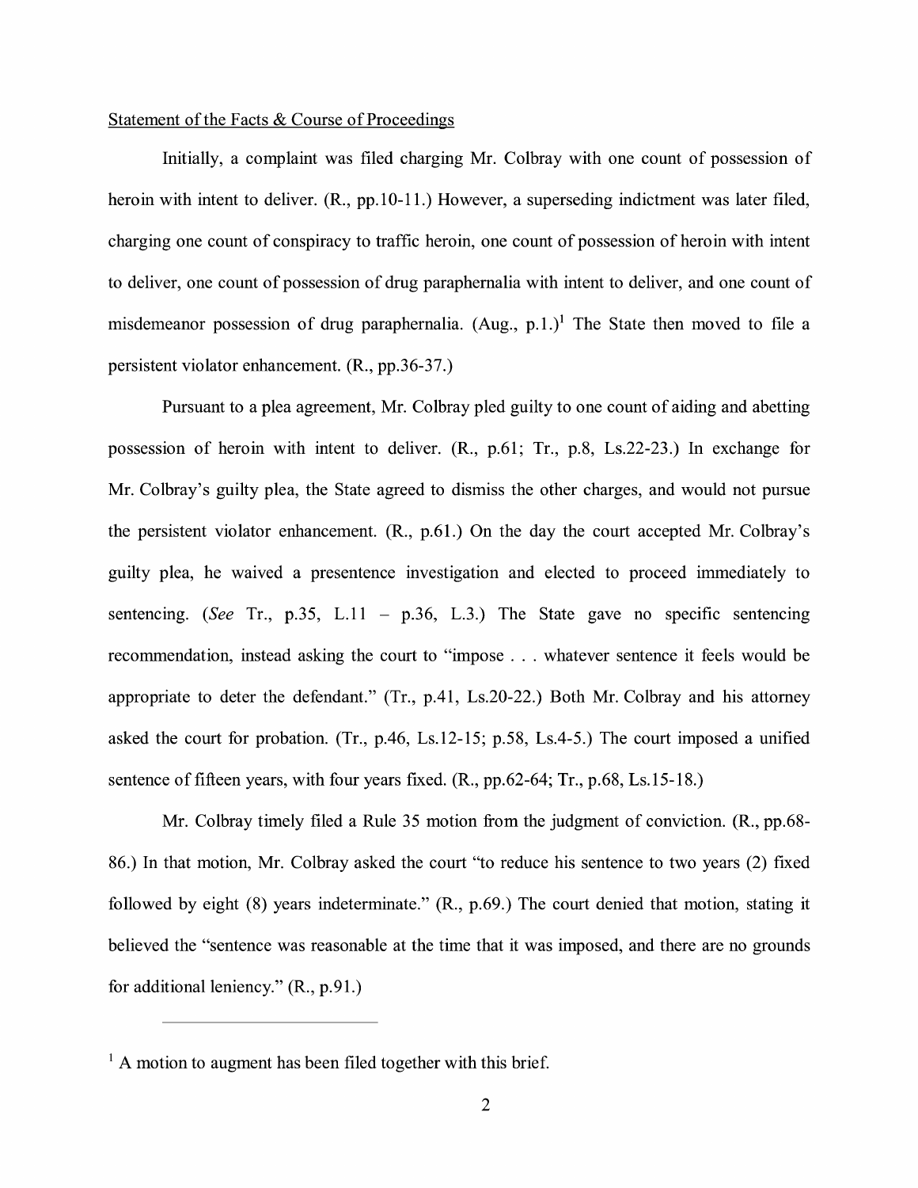Statement of the Facts & Course of Proceedings

Initially, a complaint was filed charging Mr. Colbray with one count of possession of heroin with intent to deliver. (R., pp.10-11.) However, a superseding indictment was later filed, charging one count of conspiracy to traffic heroin, one count of possession of heroin with intent to deliver, one count of possession of drug paraphernalia with intent to deliver, and one count of misdemeanor possession of drug paraphernalia. (Aug., p.1.)[1] The State then moved to file a persistent violator enhancement. (R., pp.36-37.)

Pursuant to a plea agreement, Mr. Colbray pled guilty to one count of aiding and abetting possession of heroin with intent to deliver. (R., p.61; Tr., p.8, Ls.22-23.) In exchange for Mr. Colbray's guilty plea, the State agreed to dismiss the other charges, and would not pursue the persistent violator enhancement. (R., p.61.) On the day the court accepted Mr. Colbray's guilty plea, he waived a presentence investigation and elected to proceed immediately to sentencing. (*See* Tr., p.35, L.11 – p.36, L.3.) The State gave no specific sentencing recommendation, instead asking the court to "impose . . . whatever sentence it feels would be appropriate to deter the defendant." (Tr., p.41, Ls.20-22.) Both Mr. Colbray and his attorney asked the court for probation. (Tr., p.46, Ls.12-15; p.58, Ls.4-5.) The court imposed a unified sentence of fifteen years, with four years fixed. (R., pp.62-64; Tr., p.68, Ls.15-18.)

Mr. Colbray timely filed a Rule 35 motion from the judgment of conviction. (R., pp.68-86.) In that motion, Mr. Colbray asked the court "to reduce his sentence to two years (2) fixed followed by eight (8) years indeterminate." (R., p.69.) The court denied that motion, stating it believed the "sentence was reasonable at the time that it was imposed, and there are no grounds for additional leniency." (R., p.91.)

---

[1] A motion to augment has been filed together with this brief.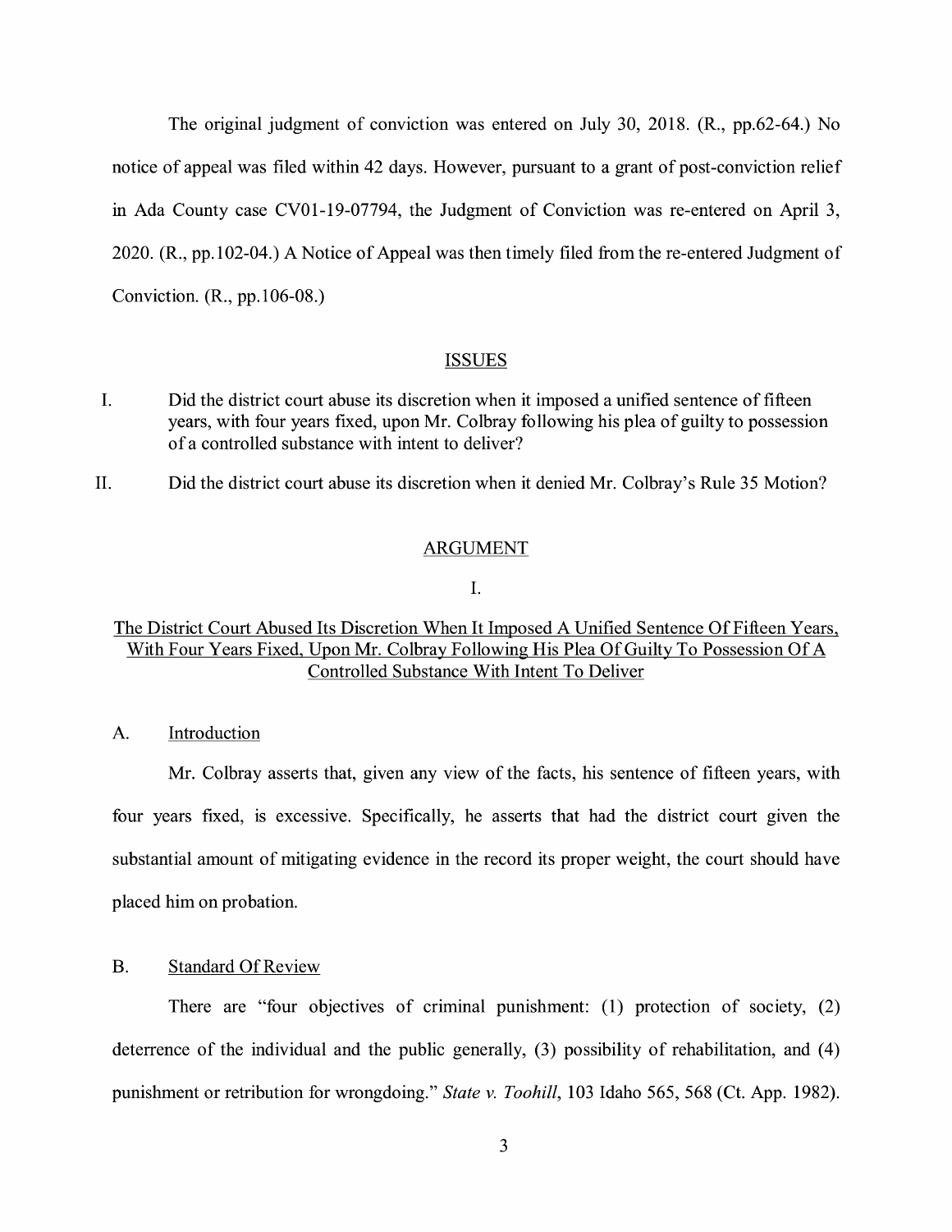The original judgment of conviction was entered on July 30, 2018. (R., pp.62-64.) No notice of appeal was filed within 42 days. However, pursuant to a grant of post-conviction relief in Ada County case CV01-19-07794, the Judgment of Conviction was re-entered on April 3, 2020. (R., pp.102-04.) A Notice of Appeal was then timely filed from the re-entered Judgment of Conviction. (R., pp.106-08.)

## ISSUES

I. Did the district court abuse its discretion when it imposed a unified sentence of fifteen years, with four years fixed, upon Mr. Colbray following his plea of guilty to possession of a controlled substance with intent to deliver?

II. Did the district court abuse its discretion when it denied Mr. Colbray's Rule 35 Motion?

## ARGUMENT

### I.

### The District Court Abused Its Discretion When It Imposed A Unified Sentence Of Fifteen Years, With Four Years Fixed, Upon Mr. Colbray Following His Plea Of Guilty To Possession Of A Controlled Substance With Intent To Deliver

#### A. Introduction

Mr. Colbray asserts that, given any view of the facts, his sentence of fifteen years, with four years fixed, is excessive. Specifically, he asserts that had the district court given the substantial amount of mitigating evidence in the record its proper weight, the court should have placed him on probation.

#### B. Standard Of Review

There are "four objectives of criminal punishment: (1) protection of society, (2) deterrence of the individual and the public generally, (3) possibility of rehabilitation, and (4) punishment or retribution for wrongdoing." *State v. Toohill*, 103 Idaho 565, 568 (Ct. App. 1982).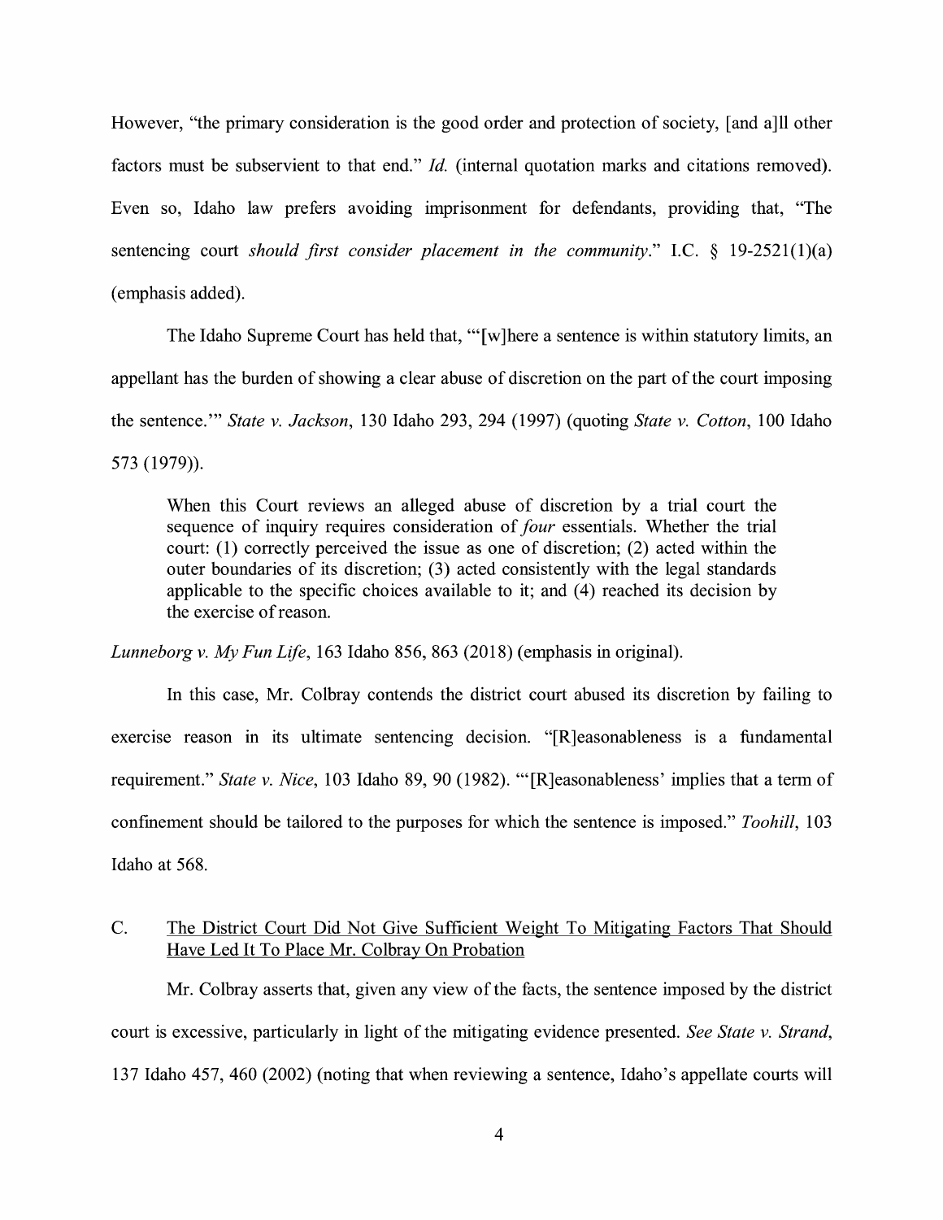However, "the primary consideration is the good order and protection of society, [and a]ll other factors must be subservient to that end." *Id.* (internal quotation marks and citations removed). Even so, Idaho law prefers avoiding imprisonment for defendants, providing that, "The sentencing court *should first consider placement in the community*." I.C. § 19-2521(1)(a) (emphasis added).

The Idaho Supreme Court has held that, "'[w]here a sentence is within statutory limits, an appellant has the burden of showing a clear abuse of discretion on the part of the court imposing the sentence.'" *State v. Jackson*, 130 Idaho 293, 294 (1997) (quoting *State v. Cotton*, 100 Idaho 573 (1979)).

> When this Court reviews an alleged abuse of discretion by a trial court the sequence of inquiry requires consideration of *four* essentials. Whether the trial court: (1) correctly perceived the issue as one of discretion; (2) acted within the outer boundaries of its discretion; (3) acted consistently with the legal standards applicable to the specific choices available to it; and (4) reached its decision by the exercise of reason.

*Lunneborg v. My Fun Life*, 163 Idaho 856, 863 (2018) (emphasis in original).

In this case, Mr. Colbray contends the district court abused its discretion by failing to exercise reason in its ultimate sentencing decision. "[R]easonableness is a fundamental requirement." *State v. Nice*, 103 Idaho 89, 90 (1982). "'[R]easonableness' implies that a term of confinement should be tailored to the purposes for which the sentence is imposed." *Toohill*, 103 Idaho at 568.

### C. <u>The District Court Did Not Give Sufficient Weight To Mitigating Factors That Should Have Led It To Place Mr. Colbray On Probation</u>

Mr. Colbray asserts that, given any view of the facts, the sentence imposed by the district court is excessive, particularly in light of the mitigating evidence presented. *See State v. Strand*, 137 Idaho 457, 460 (2002) (noting that when reviewing a sentence, Idaho's appellate courts will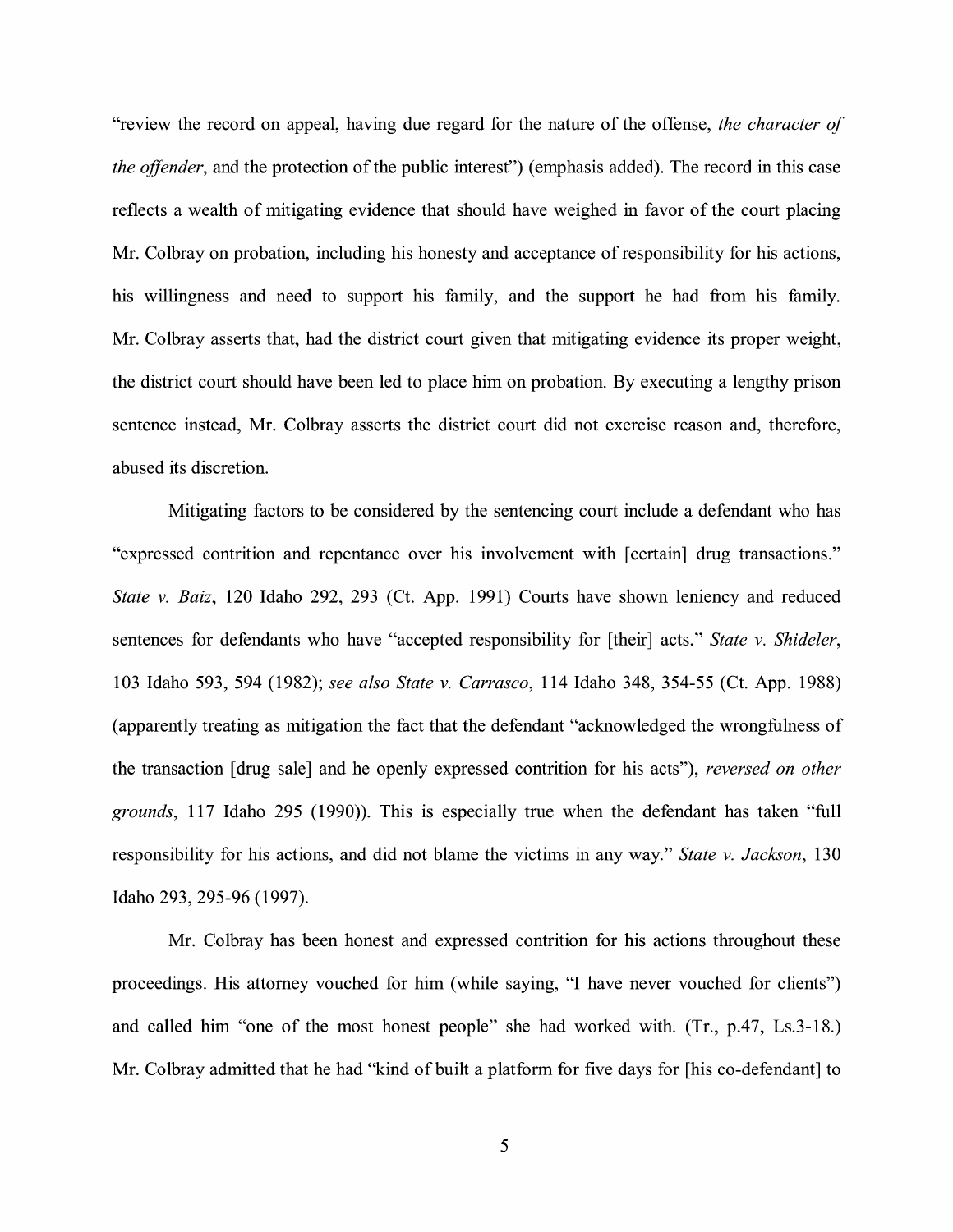"review the record on appeal, having due regard for the nature of the offense, *the character of the offender*, and the protection of the public interest") (emphasis added). The record in this case reflects a wealth of mitigating evidence that should have weighed in favor of the court placing Mr. Colbray on probation, including his honesty and acceptance of responsibility for his actions, his willingness and need to support his family, and the support he had from his family. Mr. Colbray asserts that, had the district court given that mitigating evidence its proper weight, the district court should have been led to place him on probation. By executing a lengthy prison sentence instead, Mr. Colbray asserts the district court did not exercise reason and, therefore, abused its discretion.

Mitigating factors to be considered by the sentencing court include a defendant who has "expressed contrition and repentance over his involvement with [certain] drug transactions." *State v. Baiz*, 120 Idaho 292, 293 (Ct. App. 1991) Courts have shown leniency and reduced sentences for defendants who have "accepted responsibility for [their] acts." *State v. Shideler*, 103 Idaho 593, 594 (1982); *see also State v. Carrasco*, 114 Idaho 348, 354-55 (Ct. App. 1988) (apparently treating as mitigation the fact that the defendant "acknowledged the wrongfulness of the transaction [drug sale] and he openly expressed contrition for his acts"), *reversed on other grounds*, 117 Idaho 295 (1990)). This is especially true when the defendant has taken "full responsibility for his actions, and did not blame the victims in any way." *State v. Jackson*, 130 Idaho 293, 295-96 (1997).

Mr. Colbray has been honest and expressed contrition for his actions throughout these proceedings. His attorney vouched for him (while saying, "I have never vouched for clients") and called him "one of the most honest people" she had worked with. (Tr., p.47, Ls.3-18.) Mr. Colbray admitted that he had "kind of built a platform for five days for [his co-defendant] to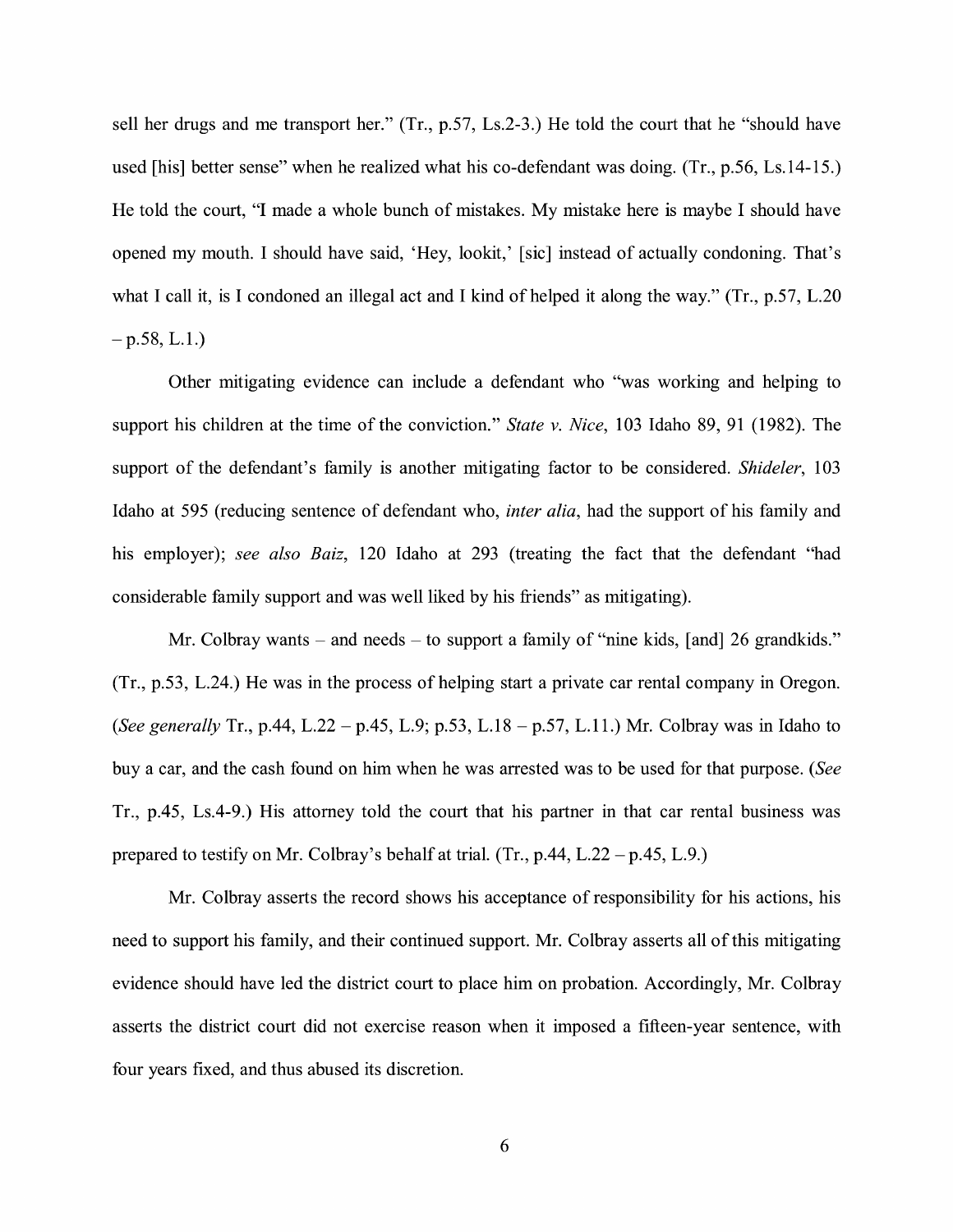sell her drugs and me transport her." (Tr., p.57, Ls.2-3.) He told the court that he "should have used [his] better sense" when he realized what his co-defendant was doing. (Tr., p.56, Ls.14-15.) He told the court, "I made a whole bunch of mistakes. My mistake here is maybe I should have opened my mouth. I should have said, 'Hey, lookit,' [sic] instead of actually condoning. That's what I call it, is I condoned an illegal act and I kind of helped it along the way." (Tr., p.57, L.20 – p.58, L.1.)

Other mitigating evidence can include a defendant who "was working and helping to support his children at the time of the conviction." *State v. Nice*, 103 Idaho 89, 91 (1982). The support of the defendant's family is another mitigating factor to be considered. *Shideler*, 103 Idaho at 595 (reducing sentence of defendant who, *inter alia*, had the support of his family and his employer); *see also Baiz*, 120 Idaho at 293 (treating the fact that the defendant "had considerable family support and was well liked by his friends" as mitigating).

Mr. Colbray wants – and needs – to support a family of "nine kids, [and] 26 grandkids." (Tr., p.53, L.24.) He was in the process of helping start a private car rental company in Oregon. (*See generally* Tr., p.44, L.22 – p.45, L.9; p.53, L.18 – p.57, L.11.) Mr. Colbray was in Idaho to buy a car, and the cash found on him when he was arrested was to be used for that purpose. (*See* Tr., p.45, Ls.4-9.) His attorney told the court that his partner in that car rental business was prepared to testify on Mr. Colbray's behalf at trial. (Tr., p.44, L.22 – p.45, L.9.)

Mr. Colbray asserts the record shows his acceptance of responsibility for his actions, his need to support his family, and their continued support. Mr. Colbray asserts all of this mitigating evidence should have led the district court to place him on probation. Accordingly, Mr. Colbray asserts the district court did not exercise reason when it imposed a fifteen-year sentence, with four years fixed, and thus abused its discretion.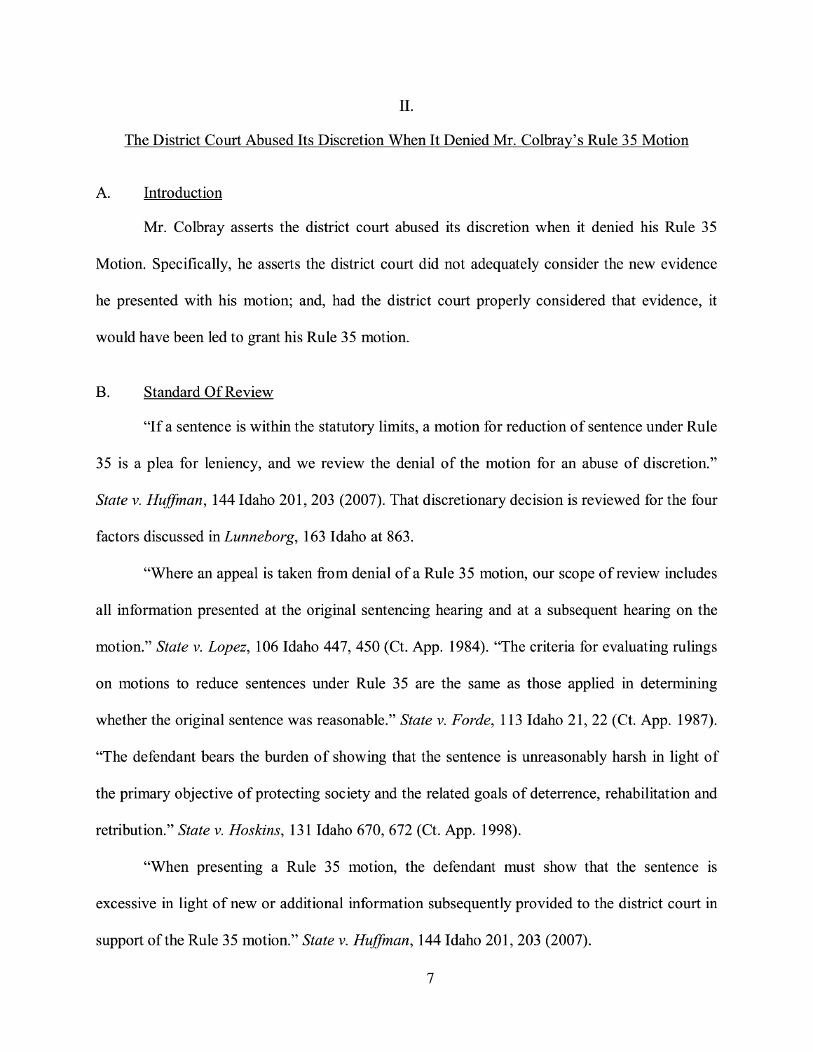## II.

## The District Court Abused Its Discretion When It Denied Mr. Colbray's Rule 35 Motion

### A. Introduction

Mr. Colbray asserts the district court abused its discretion when it denied his Rule 35 Motion. Specifically, he asserts the district court did not adequately consider the new evidence he presented with his motion; and, had the district court properly considered that evidence, it would have been led to grant his Rule 35 motion.

### B. Standard Of Review

"If a sentence is within the statutory limits, a motion for reduction of sentence under Rule 35 is a plea for leniency, and we review the denial of the motion for an abuse of discretion." *State v. Huffman*, 144 Idaho 201, 203 (2007). That discretionary decision is reviewed for the four factors discussed in *Lunneborg*, 163 Idaho at 863.

"Where an appeal is taken from denial of a Rule 35 motion, our scope of review includes all information presented at the original sentencing hearing and at a subsequent hearing on the motion." *State v. Lopez*, 106 Idaho 447, 450 (Ct. App. 1984). "The criteria for evaluating rulings on motions to reduce sentences under Rule 35 are the same as those applied in determining whether the original sentence was reasonable." *State v. Forde*, 113 Idaho 21, 22 (Ct. App. 1987). "The defendant bears the burden of showing that the sentence is unreasonably harsh in light of the primary objective of protecting society and the related goals of deterrence, rehabilitation and retribution." *State v. Hoskins*, 131 Idaho 670, 672 (Ct. App. 1998).

"When presenting a Rule 35 motion, the defendant must show that the sentence is excessive in light of new or additional information subsequently provided to the district court in support of the Rule 35 motion." *State v. Huffman*, 144 Idaho 201, 203 (2007).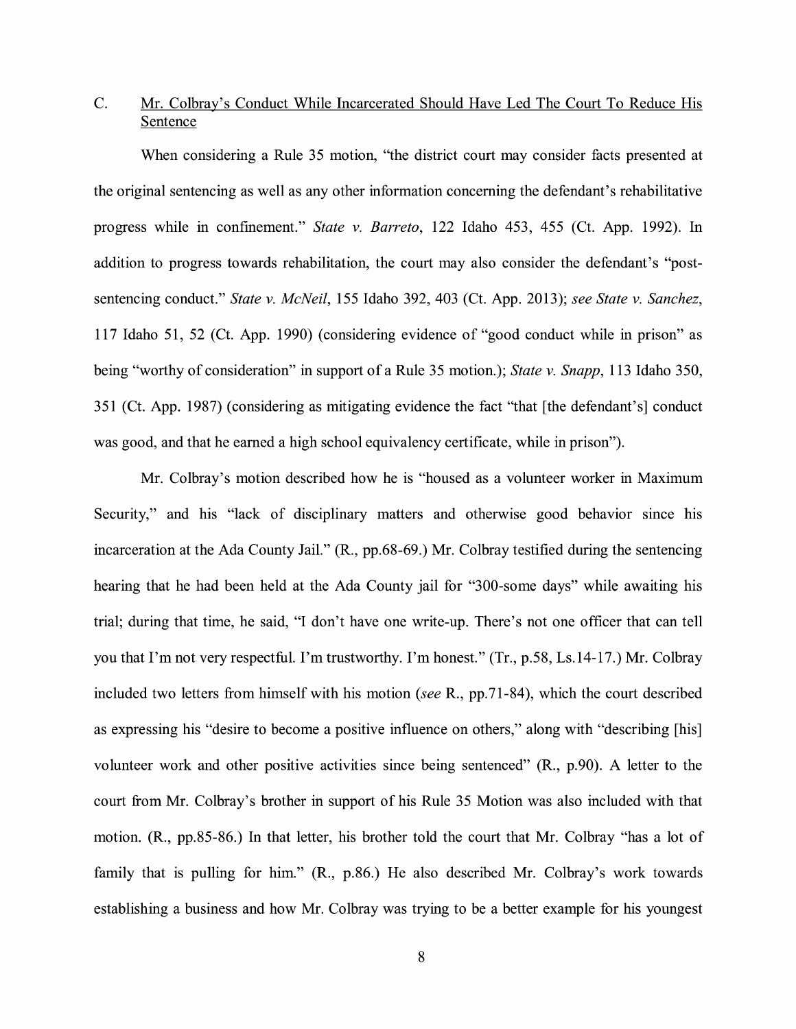### C. Mr. Colbray's Conduct While Incarcerated Should Have Led The Court To Reduce His Sentence

When considering a Rule 35 motion, "the district court may consider facts presented at the original sentencing as well as any other information concerning the defendant's rehabilitative progress while in confinement." *State v. Barreto*, 122 Idaho 453, 455 (Ct. App. 1992). In addition to progress towards rehabilitation, the court may also consider the defendant's "post-sentencing conduct." *State v. McNeil*, 155 Idaho 392, 403 (Ct. App. 2013); *see State v. Sanchez*, 117 Idaho 51, 52 (Ct. App. 1990) (considering evidence of "good conduct while in prison" as being "worthy of consideration" in support of a Rule 35 motion.); *State v. Snapp*, 113 Idaho 350, 351 (Ct. App. 1987) (considering as mitigating evidence the fact "that [the defendant's] conduct was good, and that he earned a high school equivalency certificate, while in prison").

Mr. Colbray's motion described how he is "housed as a volunteer worker in Maximum Security," and his "lack of disciplinary matters and otherwise good behavior since his incarceration at the Ada County Jail." (R., pp.68-69.) Mr. Colbray testified during the sentencing hearing that he had been held at the Ada County jail for "300-some days" while awaiting his trial; during that time, he said, "I don't have one write-up. There's not one officer that can tell you that I'm not very respectful. I'm trustworthy. I'm honest." (Tr., p.58, Ls.14-17.) Mr. Colbray included two letters from himself with his motion (*see* R., pp.71-84), which the court described as expressing his "desire to become a positive influence on others," along with "describing [his] volunteer work and other positive activities since being sentenced" (R., p.90). A letter to the court from Mr. Colbray's brother in support of his Rule 35 Motion was also included with that motion. (R., pp.85-86.) In that letter, his brother told the court that Mr. Colbray "has a lot of family that is pulling for him." (R., p.86.) He also described Mr. Colbray's work towards establishing a business and how Mr. Colbray was trying to be a better example for his youngest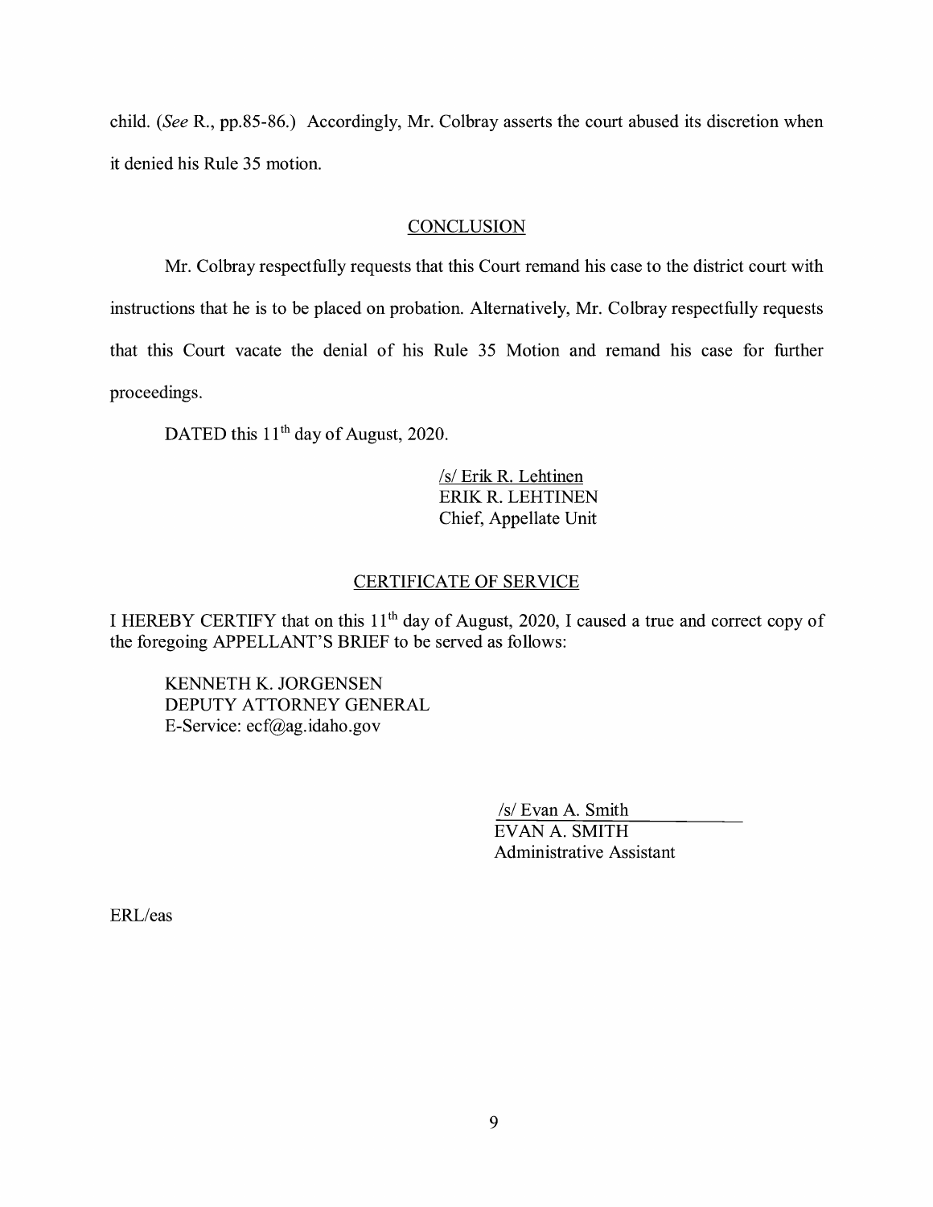child. (*See* R., pp.85-86.) Accordingly, Mr. Colbray asserts the court abused its discretion when it denied his Rule 35 motion.

## CONCLUSION

Mr. Colbray respectfully requests that this Court remand his case to the district court with instructions that he is to be placed on probation. Alternatively, Mr. Colbray respectfully requests that this Court vacate the denial of his Rule 35 Motion and remand his case for further proceedings.

DATED this 11th day of August, 2020.

/s/ Erik R. Lehtinen
ERIK R. LEHTINEN
Chief, Appellate Unit

## CERTIFICATE OF SERVICE

I HEREBY CERTIFY that on this 11th day of August, 2020, I caused a true and correct copy of the foregoing APPELLANT'S BRIEF to be served as follows:

KENNETH K. JORGENSEN
DEPUTY ATTORNEY GENERAL
E-Service: ecf@ag.idaho.gov

/s/ Evan A. Smith
EVAN A. SMITH
Administrative Assistant

ERL/eas